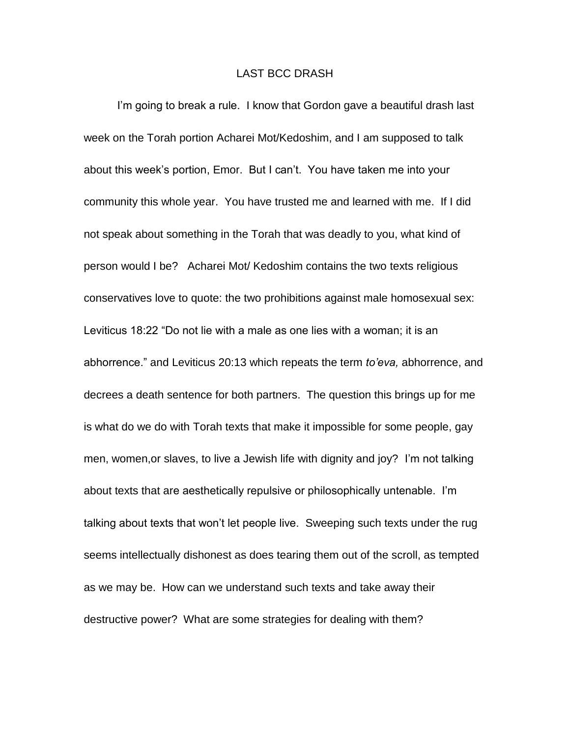# LAST BCC DRASH

I'm going to break a rule. I know that Gordon gave a beautiful drash last week on the Torah portion Acharei Mot/Kedoshim, and I am supposed to talk about this week's portion, Emor. But I can't. You have taken me into your community this whole year. You have trusted me and learned with me. If I did not speak about something in the Torah that was deadly to you, what kind of person would I be? Acharei Mot/ Kedoshim contains the two texts religious conservatives love to quote: the two prohibitions against male homosexual sex: Leviticus 18:22 "Do not lie with a male as one lies with a woman; it is an abhorrence." and Leviticus 20:13 which repeats the term *to'eva,* abhorrence, and decrees a death sentence for both partners. The question this brings up for me is what do we do with Torah texts that make it impossible for some people, gay men, women,or slaves, to live a Jewish life with dignity and joy? I'm not talking about texts that are aesthetically repulsive or philosophically untenable. I'm talking about texts that won't let people live. Sweeping such texts under the rug seems intellectually dishonest as does tearing them out of the scroll, as tempted as we may be. How can we understand such texts and take away their destructive power? What are some strategies for dealing with them?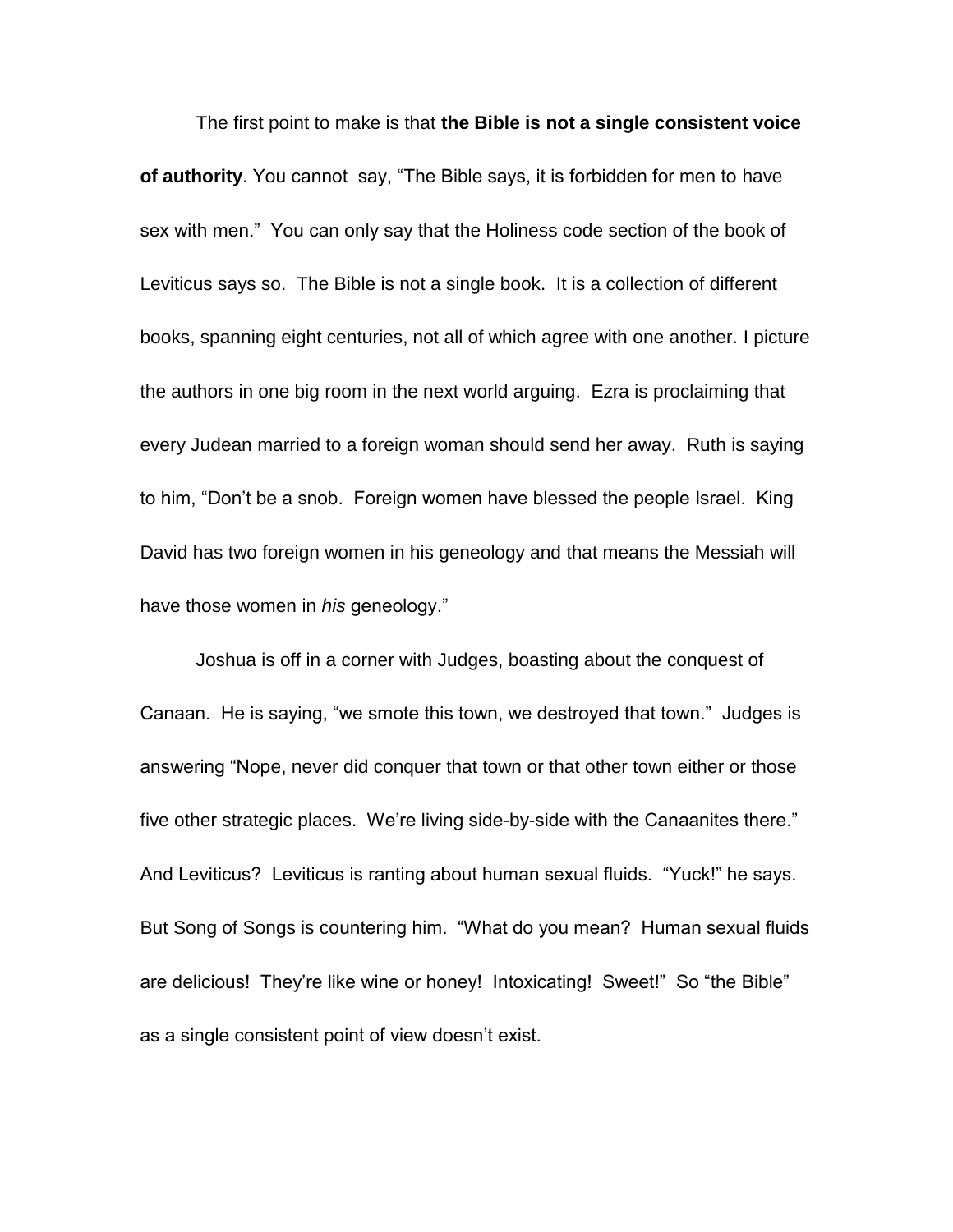The first point to make is that **the Bible is not a single consistent voice of authority**. You cannot say, "The Bible says, it is forbidden for men to have sex with men." You can only say that the Holiness code section of the book of Leviticus says so. The Bible is not a single book. It is a collection of different books, spanning eight centuries, not all of which agree with one another. I picture the authors in one big room in the next world arguing. Ezra is proclaiming that every Judean married to a foreign woman should send her away. Ruth is saying to him, "Don't be a snob. Foreign women have blessed the people Israel. King David has two foreign women in his geneology and that means the Messiah will have those women in *his* geneology."

Joshua is off in a corner with Judges, boasting about the conquest of Canaan. He is saying, "we smote this town, we destroyed that town." Judges is answering "Nope, never did conquer that town or that other town either or those five other strategic places. We're living side-by-side with the Canaanites there." And Leviticus? Leviticus is ranting about human sexual fluids. "Yuck!" he says. But Song of Songs is countering him. "What do you mean? Human sexual fluids are delicious! They're like wine or honey! Intoxicating! Sweet!" So "the Bible" as a single consistent point of view doesn't exist.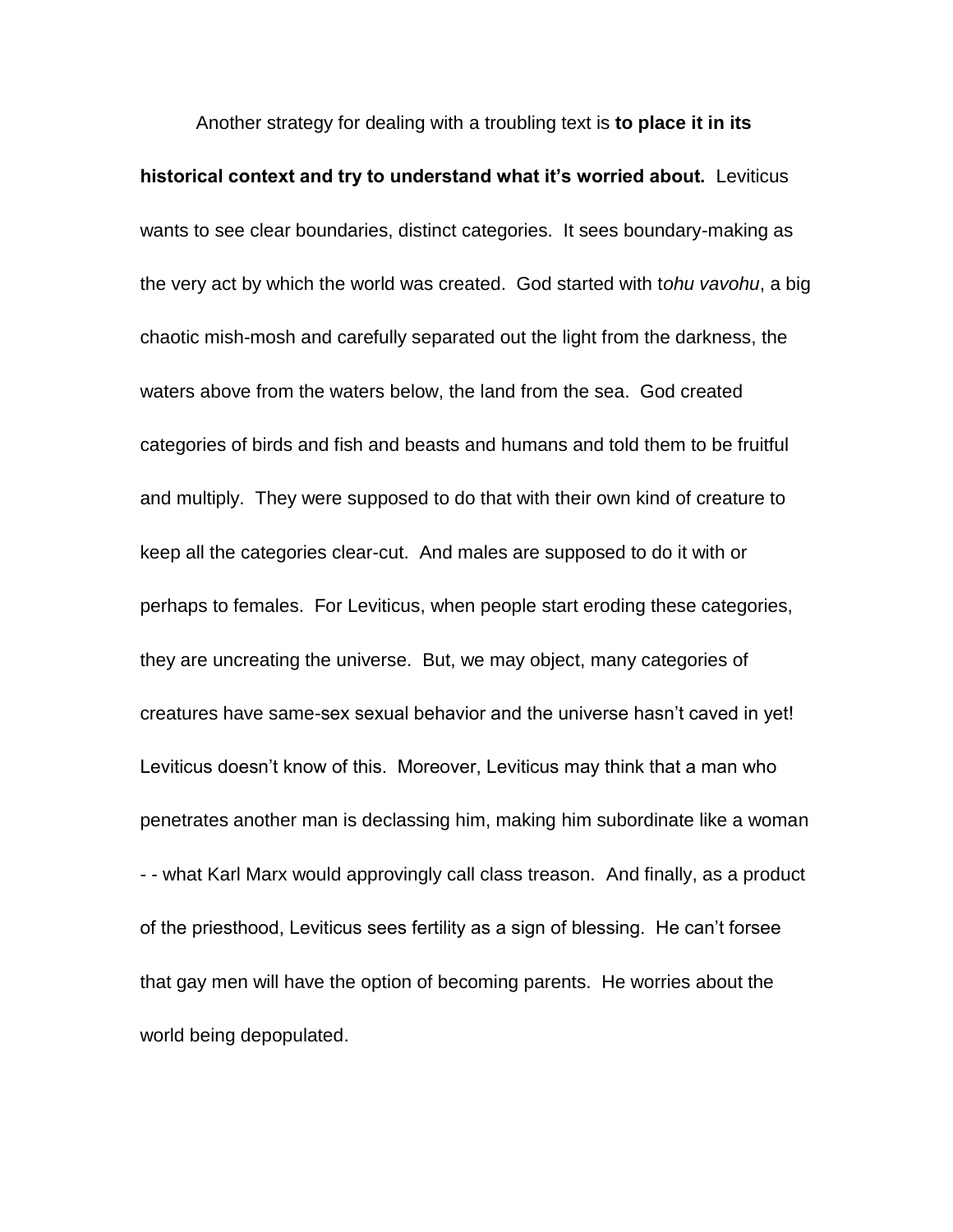Another strategy for dealing with a troubling text is **to place it in its historical context and try to understand what it's worried about.** Leviticus wants to see clear boundaries, distinct categories. It sees boundary-making as the very act by which the world was created. God started with t*ohu vavohu*, a big chaotic mish-mosh and carefully separated out the light from the darkness, the waters above from the waters below, the land from the sea. God created categories of birds and fish and beasts and humans and told them to be fruitful and multiply. They were supposed to do that with their own kind of creature to keep all the categories clear-cut. And males are supposed to do it with or perhaps to females. For Leviticus, when people start eroding these categories, they are uncreating the universe. But, we may object, many categories of creatures have same-sex sexual behavior and the universe hasn't caved in yet! Leviticus doesn't know of this. Moreover, Leviticus may think that a man who penetrates another man is declassing him, making him subordinate like a woman - - what Karl Marx would approvingly call class treason. And finally, as a product of the priesthood, Leviticus sees fertility as a sign of blessing. He can't forsee that gay men will have the option of becoming parents. He worries about the world being depopulated.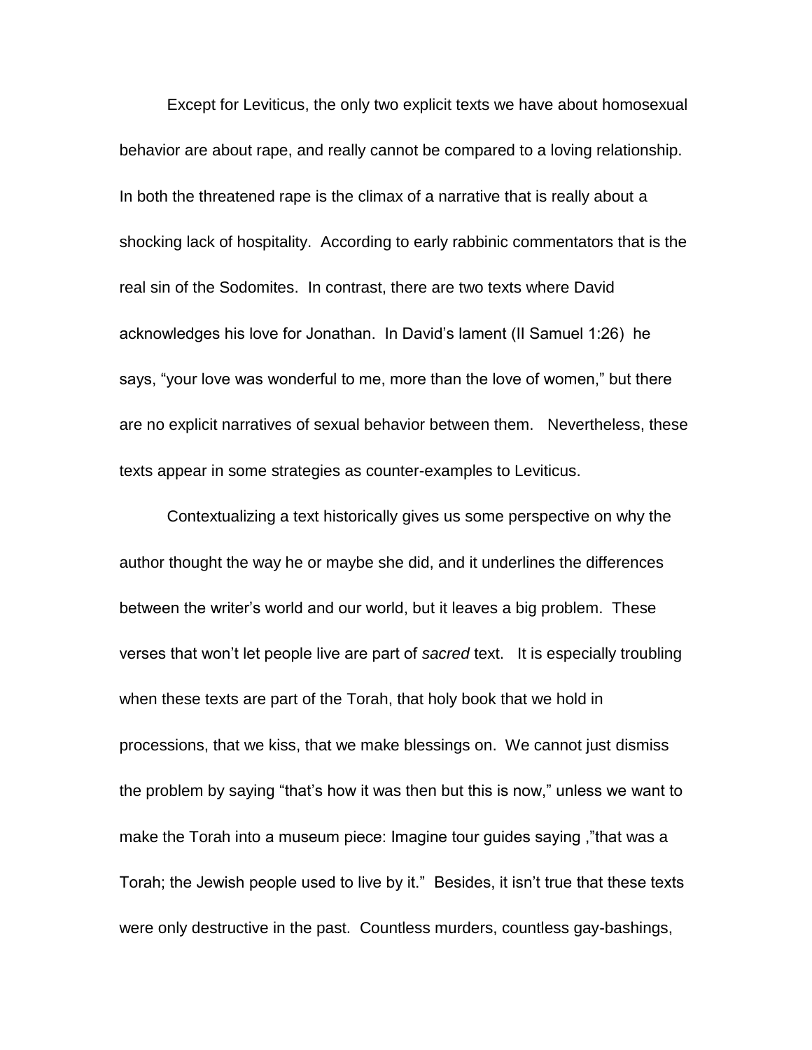Except for Leviticus, the only two explicit texts we have about homosexual behavior are about rape, and really cannot be compared to a loving relationship. In both the threatened rape is the climax of a narrative that is really about a shocking lack of hospitality. According to early rabbinic commentators that is the real sin of the Sodomites. In contrast, there are two texts where David acknowledges his love for Jonathan. In David's lament (II Samuel 1:26) he says, "your love was wonderful to me, more than the love of women," but there are no explicit narratives of sexual behavior between them. Nevertheless, these texts appear in some strategies as counter-examples to Leviticus.

Contextualizing a text historically gives us some perspective on why the author thought the way he or maybe she did, and it underlines the differences between the writer's world and our world, but it leaves a big problem. These verses that won't let people live are part of *sacred* text. It is especially troubling when these texts are part of the Torah, that holy book that we hold in processions, that we kiss, that we make blessings on. We cannot just dismiss the problem by saying "that's how it was then but this is now," unless we want to make the Torah into a museum piece: Imagine tour guides saying ,"that was a Torah; the Jewish people used to live by it." Besides, it isn't true that these texts were only destructive in the past. Countless murders, countless gay-bashings,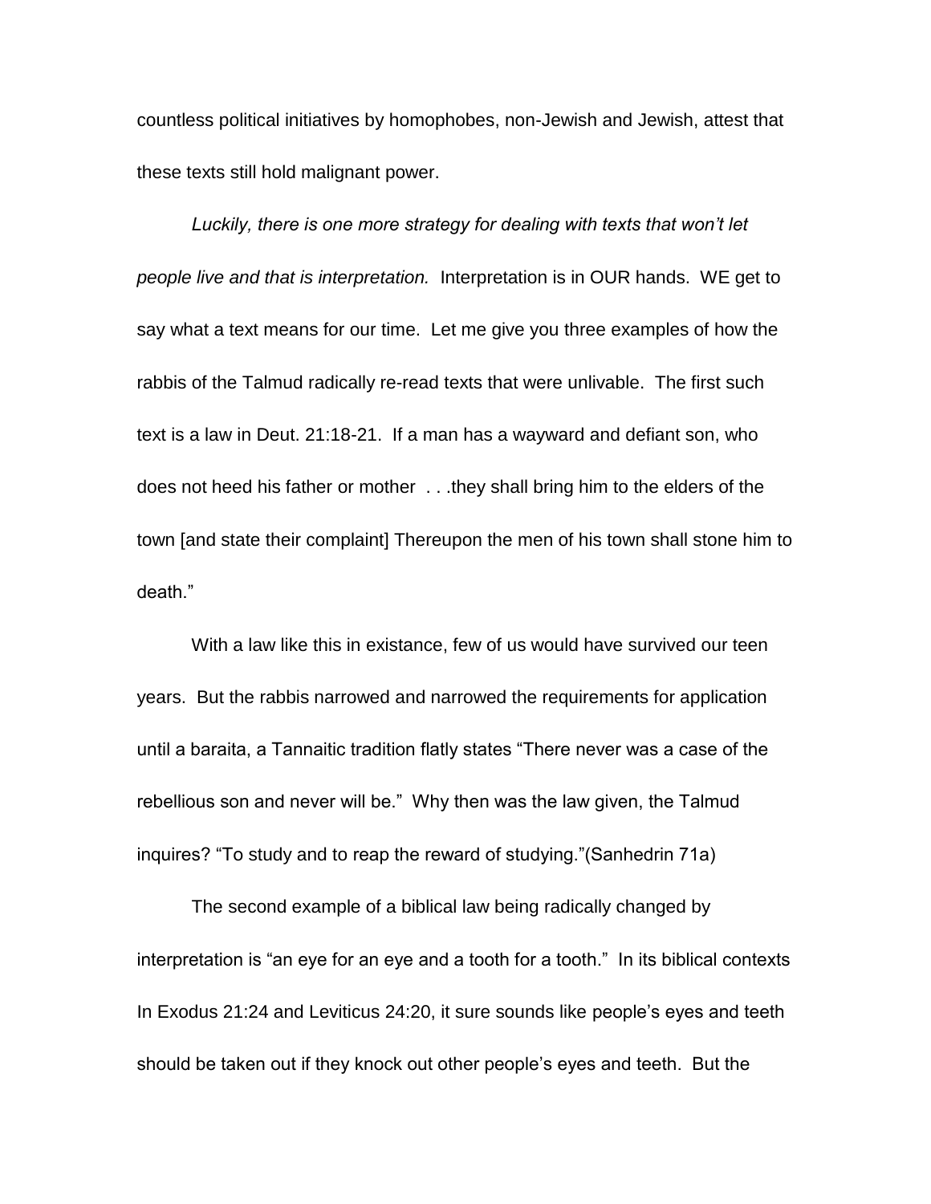countless political initiatives by homophobes, non-Jewish and Jewish, attest that these texts still hold malignant power.

*Luckily, there is one more strategy for dealing with texts that won't let people live and that is interpretation.* Interpretation is in OUR hands. WE get to say what a text means for our time. Let me give you three examples of how the rabbis of the Talmud radically re-read texts that were unlivable. The first such text is a law in Deut. 21:18-21. If a man has a wayward and defiant son, who does not heed his father or mother . . .they shall bring him to the elders of the town [and state their complaint] Thereupon the men of his town shall stone him to death."

With a law like this in existance, few of us would have survived our teen years. But the rabbis narrowed and narrowed the requirements for application until a baraita, a Tannaitic tradition flatly states "There never was a case of the rebellious son and never will be." Why then was the law given, the Talmud inquires? "To study and to reap the reward of studying."(Sanhedrin 71a)

The second example of a biblical law being radically changed by interpretation is "an eye for an eye and a tooth for a tooth." In its biblical contexts In Exodus 21:24 and Leviticus 24:20, it sure sounds like people's eyes and teeth should be taken out if they knock out other people's eyes and teeth. But the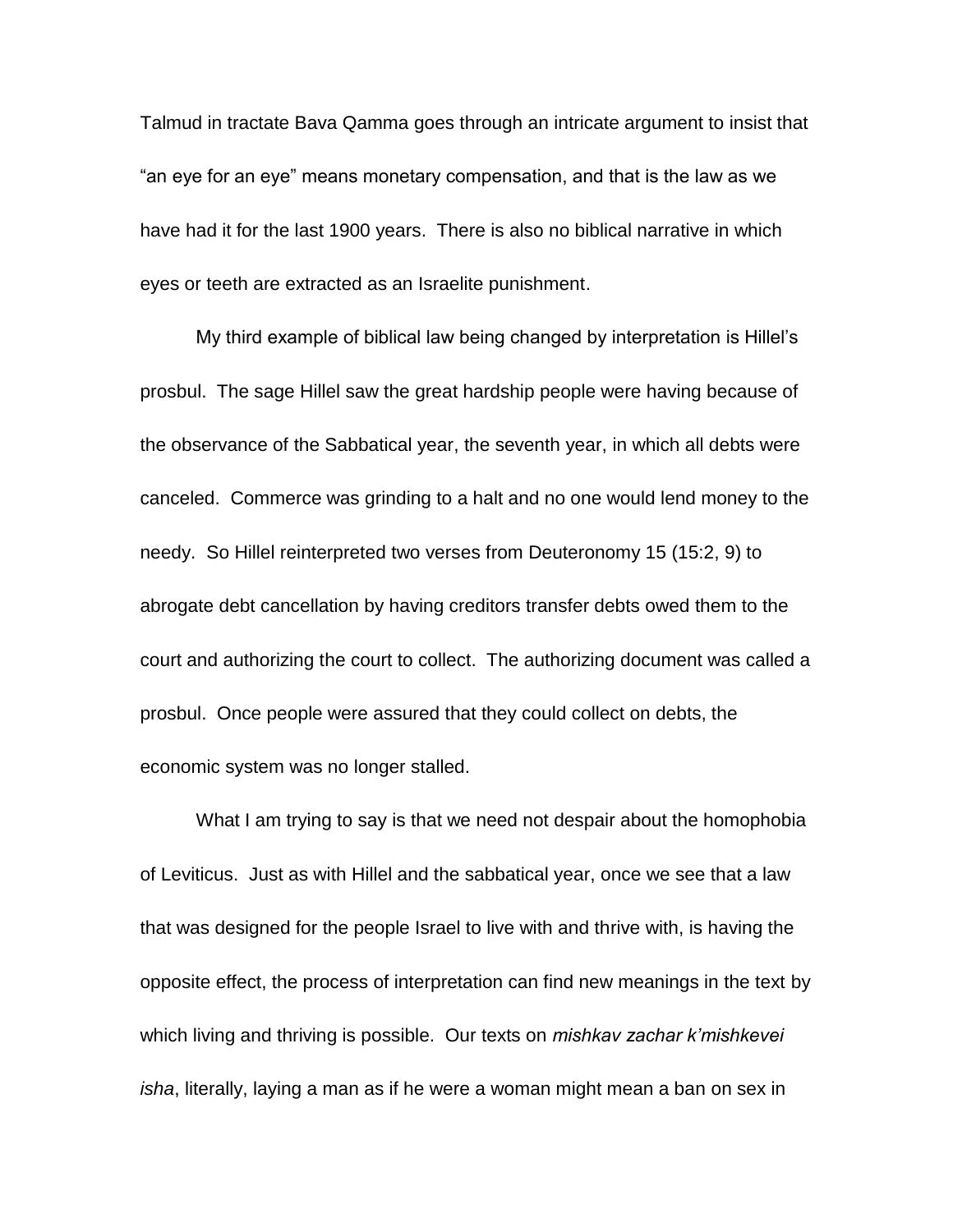Talmud in tractate Bava Qamma goes through an intricate argument to insist that "an eye for an eye" means monetary compensation, and that is the law as we have had it for the last 1900 years. There is also no biblical narrative in which eyes or teeth are extracted as an Israelite punishment.

My third example of biblical law being changed by interpretation is Hillel's prosbul. The sage Hillel saw the great hardship people were having because of the observance of the Sabbatical year, the seventh year, in which all debts were canceled. Commerce was grinding to a halt and no one would lend money to the needy. So Hillel reinterpreted two verses from Deuteronomy 15 (15:2, 9) to abrogate debt cancellation by having creditors transfer debts owed them to the court and authorizing the court to collect. The authorizing document was called a prosbul. Once people were assured that they could collect on debts, the economic system was no longer stalled.

What I am trying to say is that we need not despair about the homophobia of Leviticus. Just as with Hillel and the sabbatical year, once we see that a law that was designed for the people Israel to live with and thrive with, is having the opposite effect, the process of interpretation can find new meanings in the text by which living and thriving is possible. Our texts on *mishkav zachar k'mishkevei isha*, literally, laying a man as if he were a woman might mean a ban on sex in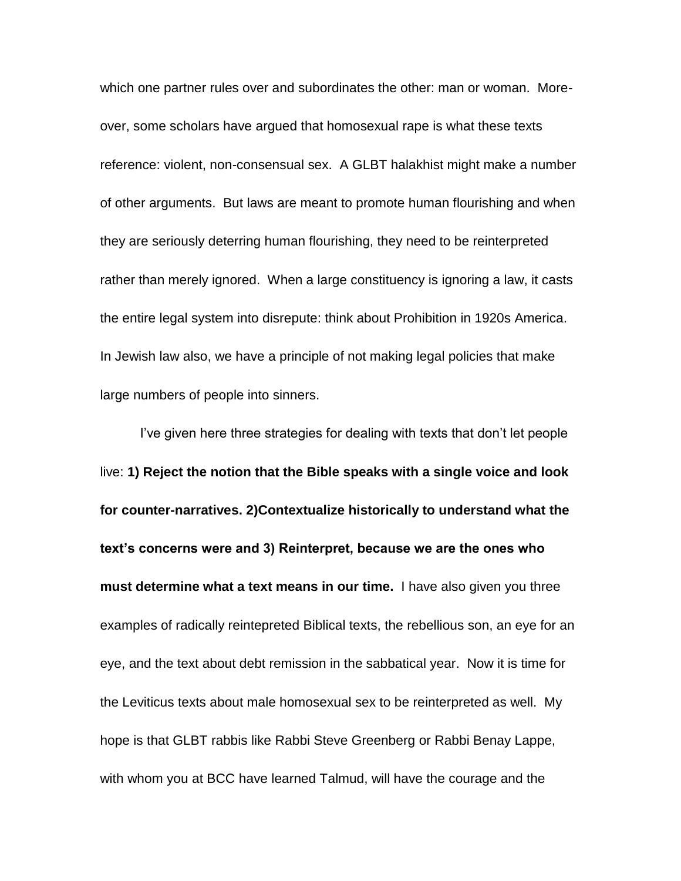which one partner rules over and subordinates the other: man or woman. Moreover, some scholars have argued that homosexual rape is what these texts reference: violent, non-consensual sex. A GLBT halakhist might make a number of other arguments. But laws are meant to promote human flourishing and when they are seriously deterring human flourishing, they need to be reinterpreted rather than merely ignored. When a large constituency is ignoring a law, it casts the entire legal system into disrepute: think about Prohibition in 1920s America. In Jewish law also, we have a principle of not making legal policies that make large numbers of people into sinners.

I've given here three strategies for dealing with texts that don't let people live: **1) Reject the notion that the Bible speaks with a single voice and look for counter-narratives. 2)Contextualize historically to understand what the text's concerns were and 3) Reinterpret, because we are the ones who must determine what a text means in our time.** I have also given you three examples of radically reintepreted Biblical texts, the rebellious son, an eye for an eye, and the text about debt remission in the sabbatical year. Now it is time for the Leviticus texts about male homosexual sex to be reinterpreted as well. My hope is that GLBT rabbis like Rabbi Steve Greenberg or Rabbi Benay Lappe, with whom you at BCC have learned Talmud, will have the courage and the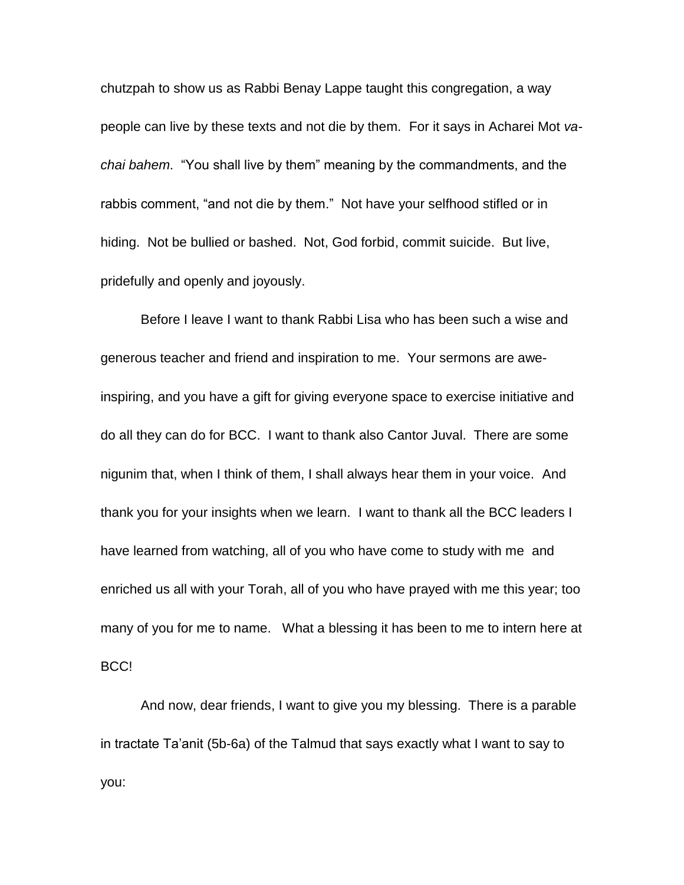chutzpah to show us as Rabbi Benay Lappe taught this congregation, a way people can live by these texts and not die by them. For it says in Acharei Mot *va-chai bahem*. "You shall live by them" meaning by the commandments, and the rabbis comment, "and not die by them." Not have your selfhood stifled or in hiding. Not be bullied or bashed. Not, God forbid, commit suicide. But live, pridefully and openly and joyously.

Before I leave I want to thank Rabbi Lisa who has been such a wise and generous teacher and friend and inspiration to me. Your sermons are awe-inspiring, and you have a gift for giving everyone space to exercise initiative and do all they can do for BCC. I want to thank also Cantor Juval. There are some nigunim that, when I think of them, I shall always hear them in your voice. And thank you for your insights when we learn. I want to thank all the BCC leaders I have learned from watching, all of you who have come to study with me and enriched us all with your Torah, all of you who have prayed with me this year; too many of you for me to name. What a blessing it has been to me to intern here at BCC!

And now, dear friends, I want to give you my blessing. There is a parable in tractate Ta'anit (5b-6a) of the Talmud that says exactly what I want to say to you: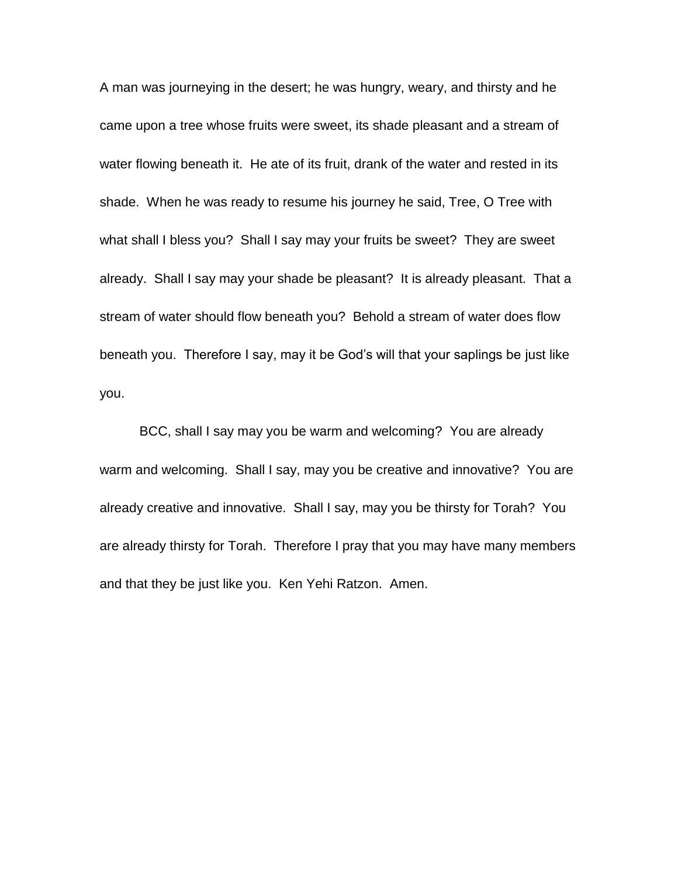A man was journeying in the desert; he was hungry, weary, and thirsty and he came upon a tree whose fruits were sweet, its shade pleasant and a stream of water flowing beneath it. He ate of its fruit, drank of the water and rested in its shade. When he was ready to resume his journey he said, Tree, O Tree with what shall I bless you? Shall I say may your fruits be sweet? They are sweet already. Shall I say may your shade be pleasant? It is already pleasant. That a stream of water should flow beneath you? Behold a stream of water does flow beneath you. Therefore I say, may it be God's will that your saplings be just like you.

BCC, shall I say may you be warm and welcoming? You are already warm and welcoming. Shall I say, may you be creative and innovative? You are already creative and innovative. Shall I say, may you be thirsty for Torah? You are already thirsty for Torah. Therefore I pray that you may have many members and that they be just like you. Ken Yehi Ratzon. Amen.